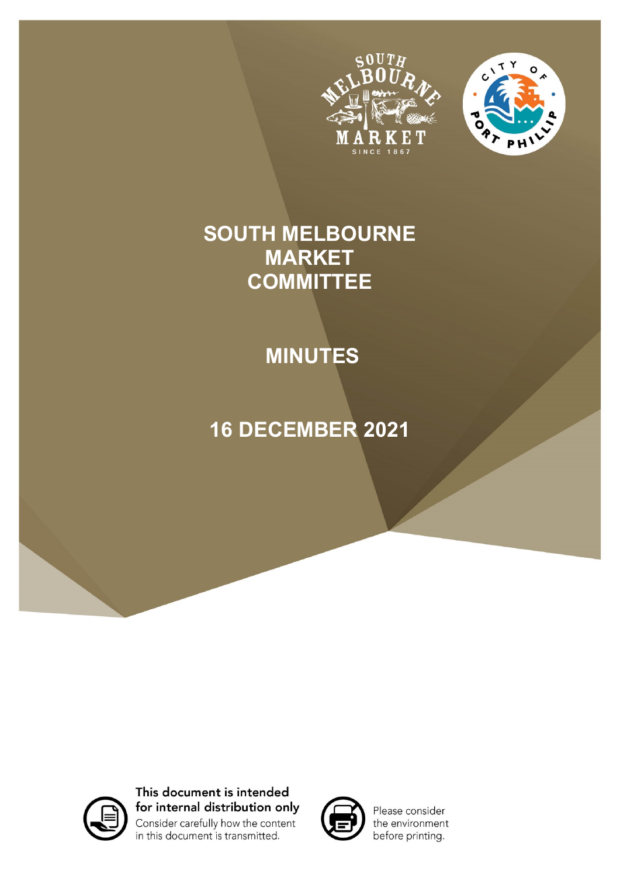# SOUTH MELBOURNE MARKET COMMITTEE

## MINUTES

## 16 DECEMBER 2021

**This document is intended for internal distribution only**

Consider carefully how the content in this document is transmitted.

Please consider the environment before printing.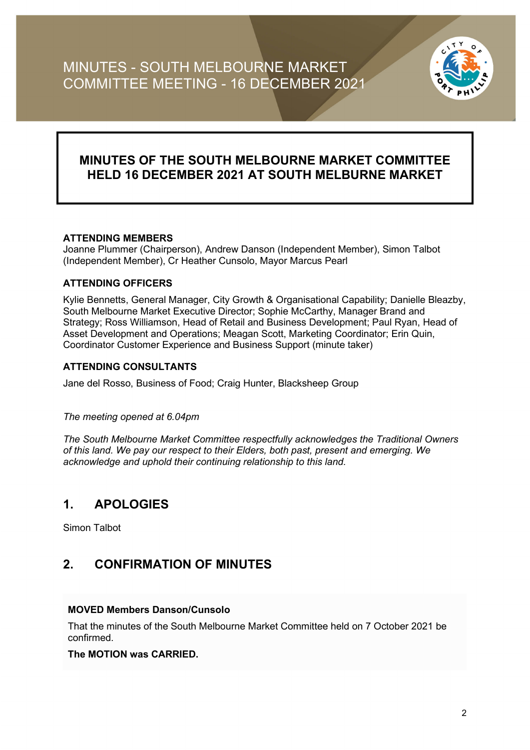# MINUTES - SOUTH MELBOURNE MARKET COMMITTEE MEETING - 16 DECEMBER 2021

## MINUTES OF THE SOUTH MELBOURNE MARKET COMMITTEE HELD 16 DECEMBER 2021 AT SOUTH MELBURNE MARKET

**ATTENDING MEMBERS**
Joanne Plummer (Chairperson), Andrew Danson (Independent Member), Simon Talbot (Independent Member), Cr Heather Cunsolo, Mayor Marcus Pearl

**ATTENDING OFFICERS**

Kylie Bennetts, General Manager, City Growth & Organisational Capability; Danielle Bleazby, South Melbourne Market Executive Director; Sophie McCarthy, Manager Brand and Strategy; Ross Williamson, Head of Retail and Business Development; Paul Ryan, Head of Asset Development and Operations; Meagan Scott, Marketing Coordinator; Erin Quin, Coordinator Customer Experience and Business Support (minute taker)

**ATTENDING CONSULTANTS**

Jane del Rosso, Business of Food; Craig Hunter, Blacksheep Group

*The meeting opened at 6.04pm*

*The South Melbourne Market Committee respectfully acknowledges the Traditional Owners of this land. We pay our respect to their Elders, both past, present and emerging. We acknowledge and uphold their continuing relationship to this land.*

## 1. APOLOGIES

Simon Talbot

## 2. CONFIRMATION OF MINUTES

**MOVED Members Danson/Cunsolo**

That the minutes of the South Melbourne Market Committee held on 7 October 2021 be confirmed.

**The MOTION was CARRIED.**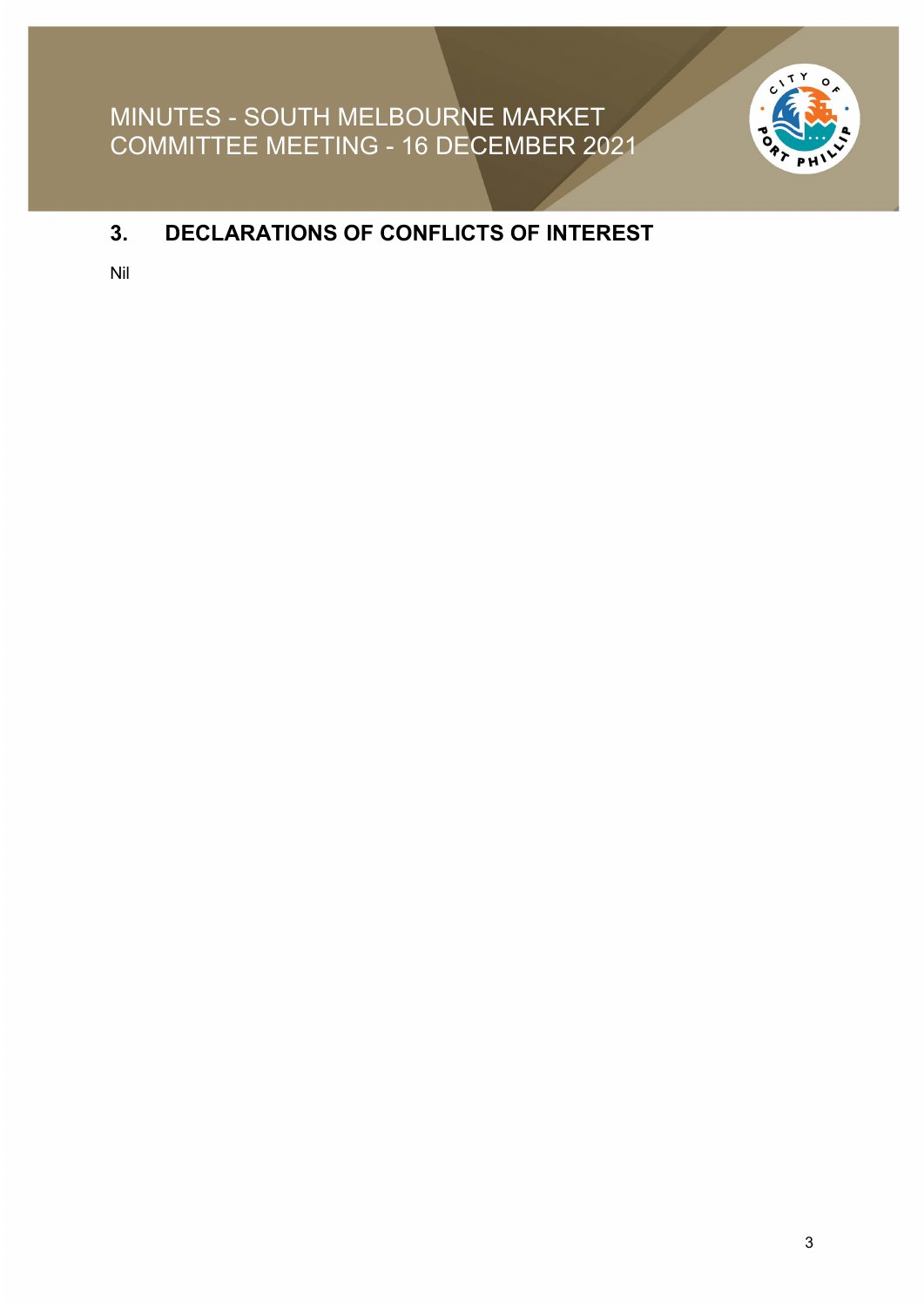## 3. DECLARATIONS OF CONFLICTS OF INTEREST

Nil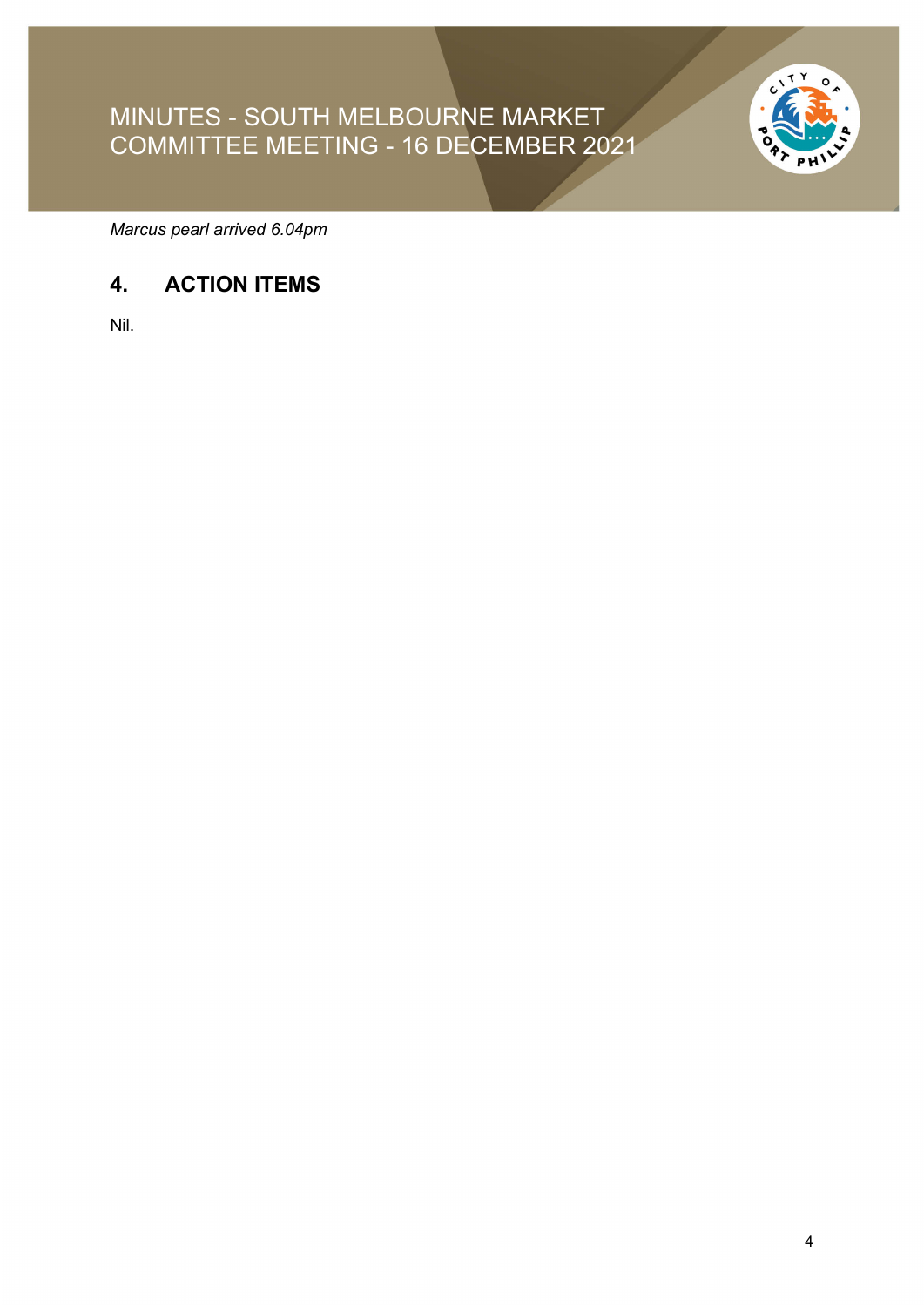*Marcus pearl arrived 6.04pm*

## 4. ACTION ITEMS

Nil.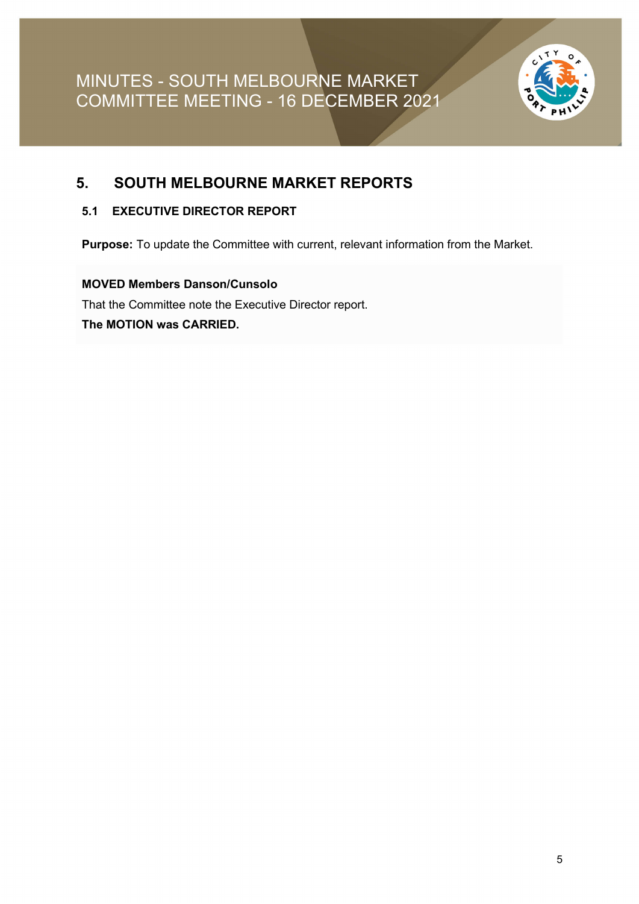## 5. SOUTH MELBOURNE MARKET REPORTS

### 5.1 EXECUTIVE DIRECTOR REPORT

**Purpose:** To update the Committee with current, relevant information from the Market.

**MOVED Members Danson/Cunsolo**

That the Committee note the Executive Director report.

**The MOTION was CARRIED.**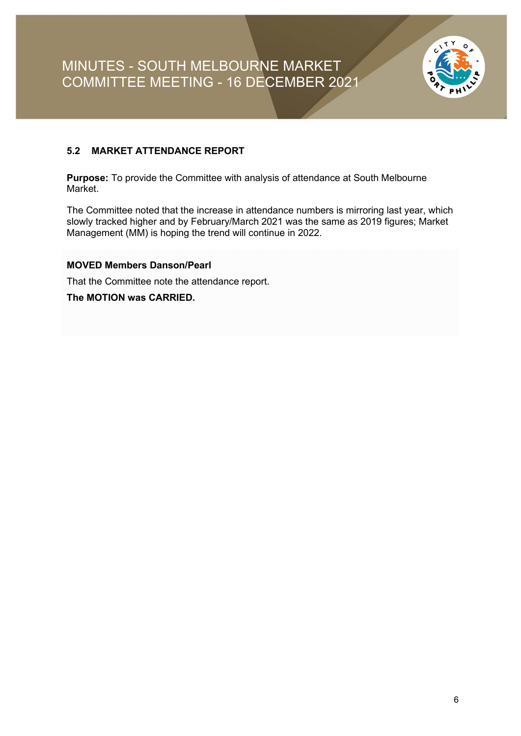## 5.2 MARKET ATTENDANCE REPORT

**Purpose:** To provide the Committee with analysis of attendance at South Melbourne Market.

The Committee noted that the increase in attendance numbers is mirroring last year, which slowly tracked higher and by February/March 2021 was the same as 2019 figures; Market Management (MM) is hoping the trend will continue in 2022.

**MOVED Members Danson/Pearl**

That the Committee note the attendance report.

**The MOTION was CARRIED.**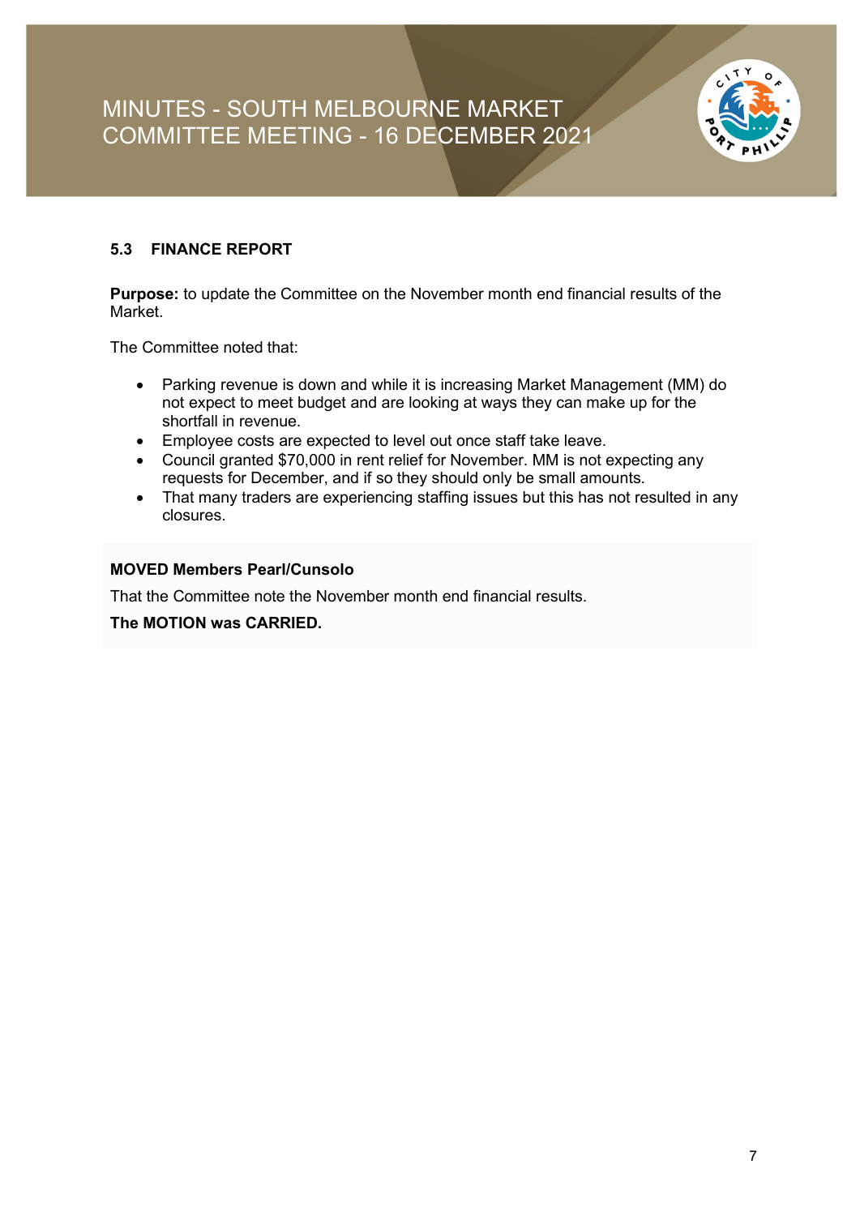### 5.3 FINANCE REPORT

**Purpose:** to update the Committee on the November month end financial results of the Market.

The Committee noted that:

- Parking revenue is down and while it is increasing Market Management (MM) do not expect to meet budget and are looking at ways they can make up for the shortfall in revenue.
- Employee costs are expected to level out once staff take leave.
- Council granted $70,000 in rent relief for November. MM is not expecting any requests for December, and if so they should only be small amounts.
- That many traders are experiencing staffing issues but this has not resulted in any closures.

**MOVED Members Pearl/Cunsolo**

That the Committee note the November month end financial results.

**The MOTION was CARRIED.**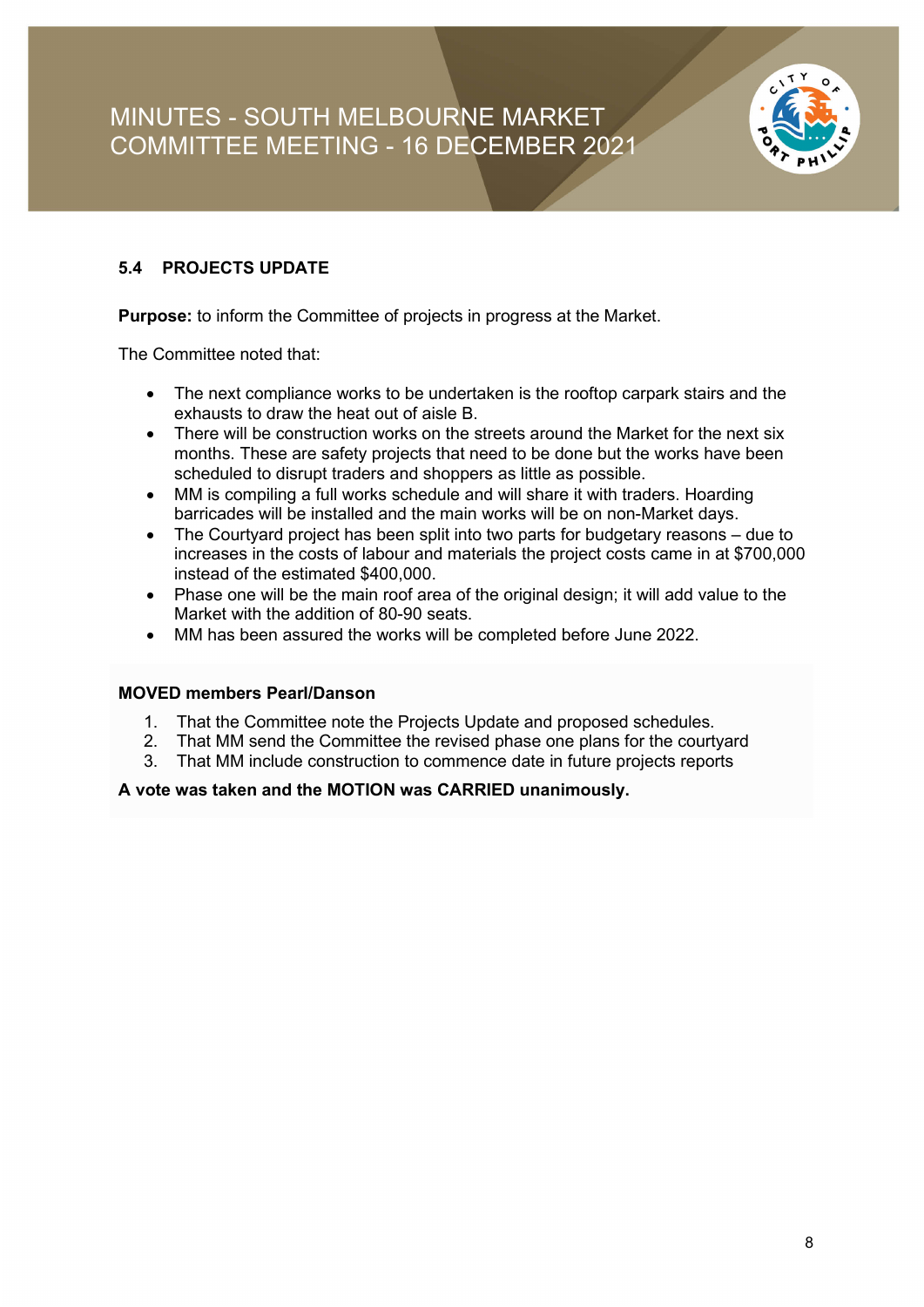### 5.4 PROJECTS UPDATE

**Purpose:** to inform the Committee of projects in progress at the Market.

The Committee noted that:

- The next compliance works to be undertaken is the rooftop carpark stairs and the exhausts to draw the heat out of aisle B.
- There will be construction works on the streets around the Market for the next six months. These are safety projects that need to be done but the works have been scheduled to disrupt traders and shoppers as little as possible.
- MM is compiling a full works schedule and will share it with traders. Hoarding barricades will be installed and the main works will be on non-Market days.
- The Courtyard project has been split into two parts for budgetary reasons – due to increases in the costs of labour and materials the project costs came in at $700,000 instead of the estimated $400,000.
- Phase one will be the main roof area of the original design; it will add value to the Market with the addition of 80-90 seats.
- MM has been assured the works will be completed before June 2022.

**MOVED members Pearl/Danson**

1. That the Committee note the Projects Update and proposed schedules.
2. That MM send the Committee the revised phase one plans for the courtyard
3. That MM include construction to commence date in future projects reports

**A vote was taken and the MOTION was CARRIED unanimously.**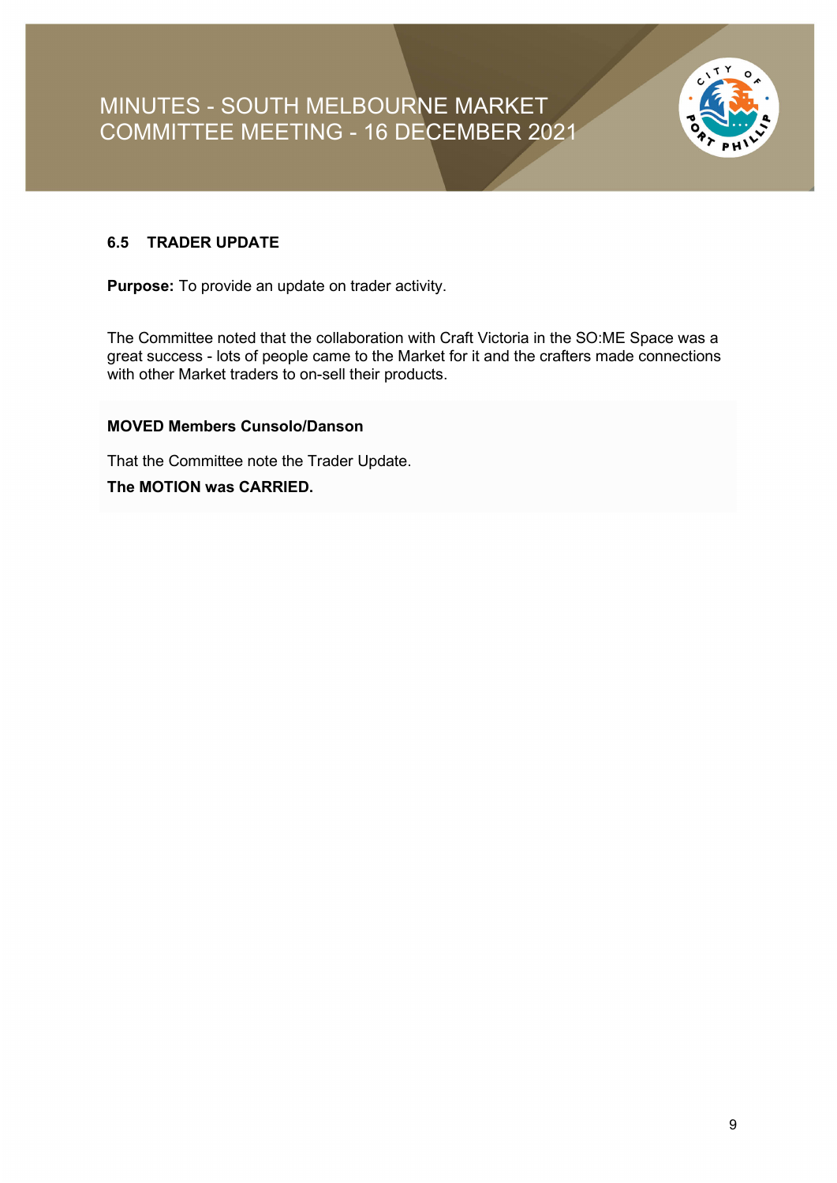## 6.5 TRADER UPDATE

**Purpose:** To provide an update on trader activity.

The Committee noted that the collaboration with Craft Victoria in the SO:ME Space was a great success - lots of people came to the Market for it and the crafters made connections with other Market traders to on-sell their products.

**MOVED Members Cunsolo/Danson**

That the Committee note the Trader Update.

**The MOTION was CARRIED.**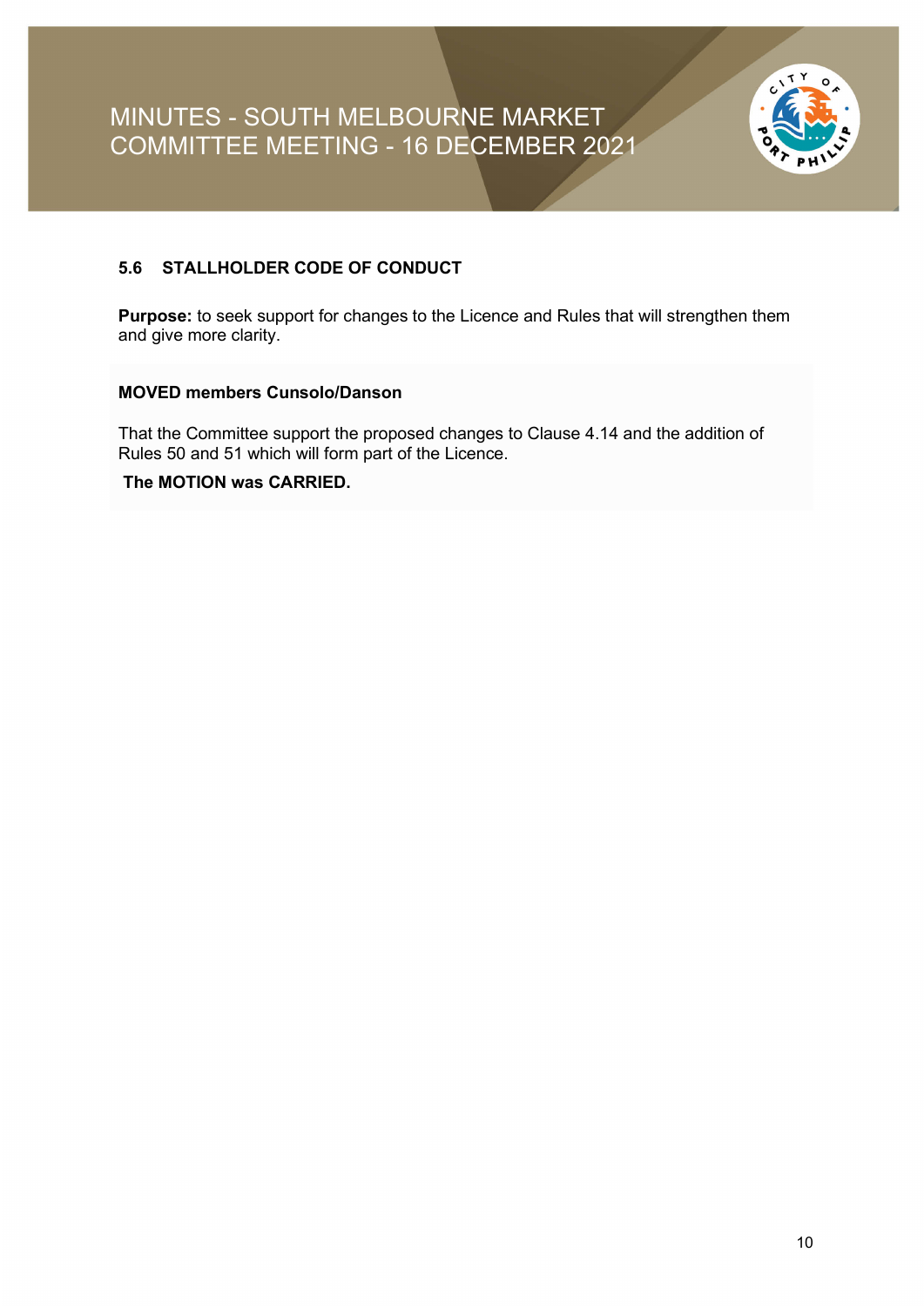### 5.6 STALLHOLDER CODE OF CONDUCT

**Purpose:** to seek support for changes to the Licence and Rules that will strengthen them and give more clarity.

**MOVED members Cunsolo/Danson**

That the Committee support the proposed changes to Clause 4.14 and the addition of Rules 50 and 51 which will form part of the Licence.

**The MOTION was CARRIED.**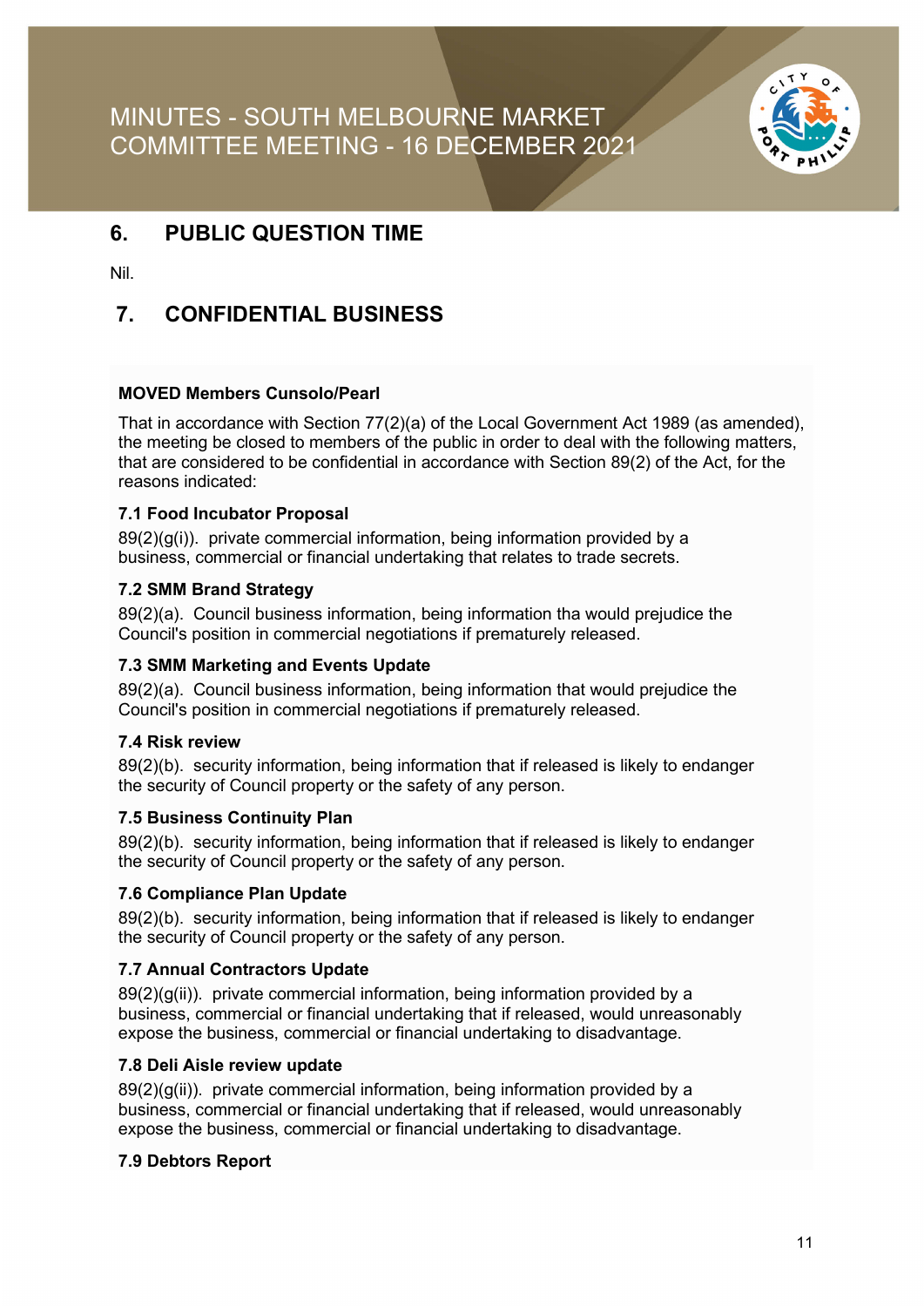## 6. PUBLIC QUESTION TIME

Nil.

## 7. CONFIDENTIAL BUSINESS

**MOVED Members Cunsolo/Pearl**

That in accordance with Section 77(2)(a) of the Local Government Act 1989 (as amended), the meeting be closed to members of the public in order to deal with the following matters, that are considered to be confidential in accordance with Section 89(2) of the Act, for the reasons indicated:

**7.1 Food Incubator Proposal**

89(2)(g(i)). private commercial information, being information provided by a business, commercial or financial undertaking that relates to trade secrets.

**7.2 SMM Brand Strategy**

89(2)(a). Council business information, being information tha would prejudice the Council's position in commercial negotiations if prematurely released.

**7.3 SMM Marketing and Events Update**

89(2)(a). Council business information, being information that would prejudice the Council's position in commercial negotiations if prematurely released.

**7.4 Risk review**

89(2)(b). security information, being information that if released is likely to endanger the security of Council property or the safety of any person.

**7.5 Business Continuity Plan**

89(2)(b). security information, being information that if released is likely to endanger the security of Council property or the safety of any person.

**7.6 Compliance Plan Update**

89(2)(b). security information, being information that if released is likely to endanger the security of Council property or the safety of any person.

**7.7 Annual Contractors Update**

89(2)(g(ii)). private commercial information, being information provided by a business, commercial or financial undertaking that if released, would unreasonably expose the business, commercial or financial undertaking to disadvantage.

**7.8 Deli Aisle review update**

89(2)(g(ii)). private commercial information, being information provided by a business, commercial or financial undertaking that if released, would unreasonably expose the business, commercial or financial undertaking to disadvantage.

**7.9 Debtors Report**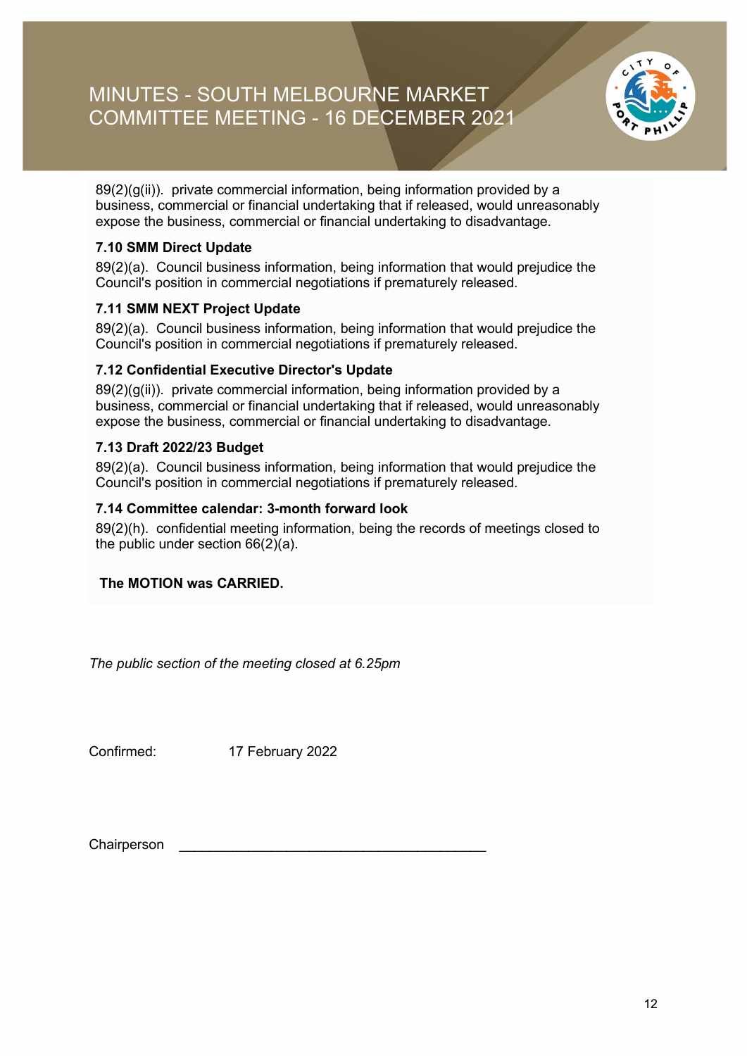89(2)(g(ii)). private commercial information, being information provided by a business, commercial or financial undertaking that if released, would unreasonably expose the business, commercial or financial undertaking to disadvantage.

**7.10 SMM Direct Update**

89(2)(a). Council business information, being information that would prejudice the Council's position in commercial negotiations if prematurely released.

**7.11 SMM NEXT Project Update**

89(2)(a). Council business information, being information that would prejudice the Council's position in commercial negotiations if prematurely released.

**7.12 Confidential Executive Director's Update**

89(2)(g(ii)). private commercial information, being information provided by a business, commercial or financial undertaking that if released, would unreasonably expose the business, commercial or financial undertaking to disadvantage.

**7.13 Draft 2022/23 Budget**

89(2)(a). Council business information, being information that would prejudice the Council's position in commercial negotiations if prematurely released.

**7.14 Committee calendar: 3-month forward look**

89(2)(h). confidential meeting information, being the records of meetings closed to the public under section 66(2)(a).

**The MOTION was CARRIED.**

*The public section of the meeting closed at 6.25pm*

Confirmed: 17 February 2022

Chairperson ________________________________________